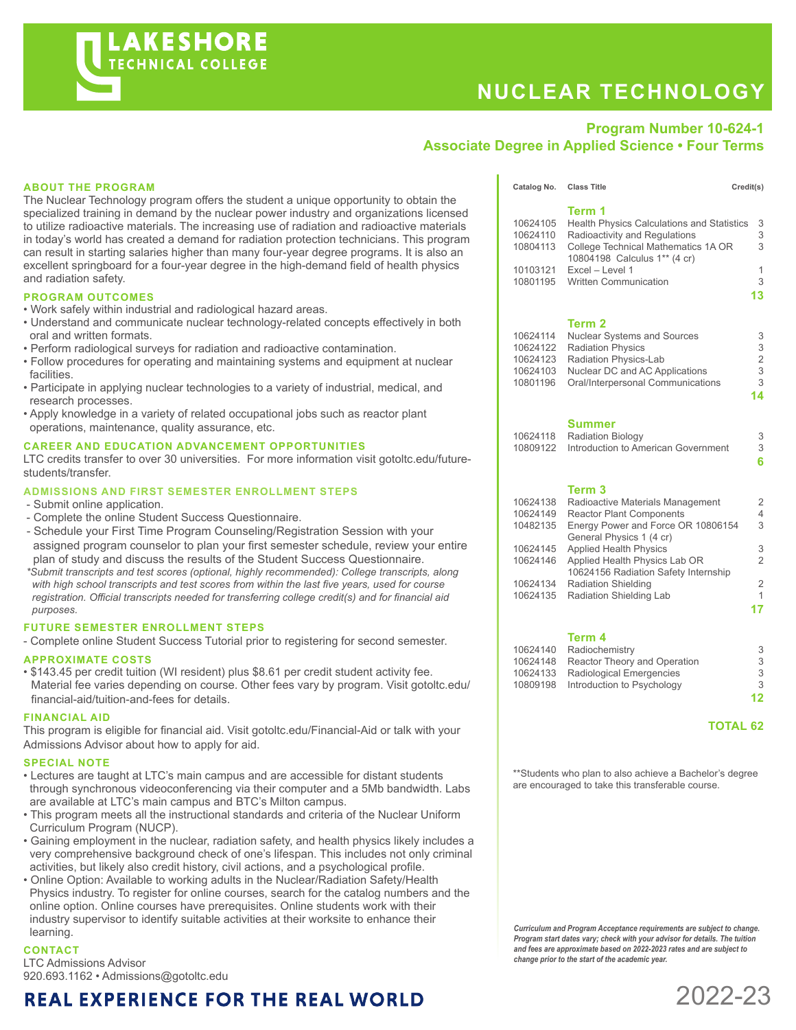# LAKESHORE TECHNICAL COLLEGE

# NUCLEAR TECHNOLOGY

**Program Number 10-624-1**
**Associate Degree in Applied Science • Four Terms**

## ABOUT THE PROGRAM

The Nuclear Technology program offers the student a unique opportunity to obtain the specialized training in demand by the nuclear power industry and organizations licensed to utilize radioactive materials. The increasing use of radiation and radioactive materials in today's world has created a demand for radiation protection technicians. This program can result in starting salaries higher than many four-year degree programs. It is also an excellent springboard for a four-year degree in the high-demand field of health physics and radiation safety.

## PROGRAM OUTCOMES

- Work safely within industrial and radiological hazard areas.
- Understand and communicate nuclear technology-related concepts effectively in both oral and written formats.
- Perform radiological surveys for radiation and radioactive contamination.
- Follow procedures for operating and maintaining systems and equipment at nuclear facilities.
- Participate in applying nuclear technologies to a variety of industrial, medical, and research processes.
- Apply knowledge in a variety of related occupational jobs such as reactor plant operations, maintenance, quality assurance, etc.

## CAREER AND EDUCATION ADVANCEMENT OPPORTUNITIES

LTC credits transfer to over 30 universities. For more information visit gotoltc.edu/future-students/transfer.

## ADMISSIONS AND FIRST SEMESTER ENROLLMENT STEPS

- Submit online application.
- Complete the online Student Success Questionnaire.
- Schedule your First Time Program Counseling/Registration Session with your assigned program counselor to plan your first semester schedule, review your entire plan of study and discuss the results of the Student Success Questionnaire.

*\*Submit transcripts and test scores (optional, highly recommended): College transcripts, along with high school transcripts and test scores from within the last five years, used for course registration. Official transcripts needed for transferring college credit(s) and for financial aid purposes.*

## FUTURE SEMESTER ENROLLMENT STEPS

- Complete online Student Success Tutorial prior to registering for second semester.

## APPROXIMATE COSTS

- $143.45 per credit tuition (WI resident) plus $8.61 per credit student activity fee. Material fee varies depending on course. Other fees vary by program. Visit gotoltc.edu/financial-aid/tuition-and-fees for details.

## FINANCIAL AID

This program is eligible for financial aid. Visit gotoltc.edu/Financial-Aid or talk with your Admissions Advisor about how to apply for aid.

## SPECIAL NOTE

- Lectures are taught at LTC's main campus and are accessible for distant students through synchronous videoconferencing via their computer and a 5Mb bandwidth. Labs are available at LTC's main campus and BTC's Milton campus.
- This program meets all the instructional standards and criteria of the Nuclear Uniform Curriculum Program (NUCP).
- Gaining employment in the nuclear, radiation safety, and health physics likely includes a very comprehensive background check of one's lifespan. This includes not only criminal activities, but likely also credit history, civil actions, and a psychological profile.
- Online Option: Available to working adults in the Nuclear/Radiation Safety/Health Physics industry. To register for online courses, search for the catalog numbers and the online option. Online courses have prerequisites. Online students work with their industry supervisor to identify suitable activities at their worksite to enhance their learning.

## CONTACT

LTC Admissions Advisor
920.693.1162 • Admissions@gotoltc.edu

| Catalog No. | Class Title | Credit(s) |
|---|---|---|
| | **Term 1** | |
| 10624105 | Health Physics Calculations and Statistics | 3 |
| 10624110 | Radioactivity and Regulations | 3 |
| 10804113 | College Technical Mathematics 1A OR 10804198 Calculus 1** (4 cr) | 3 |
| 10103121 | Excel – Level 1 | 1 |
| 10801195 | Written Communication | 3 |
| | | **13** |
| | **Term 2** | |
| 10624114 | Nuclear Systems and Sources | 3 |
| 10624122 | Radiation Physics | 3 |
| 10624123 | Radiation Physics-Lab | 2 |
| 10624103 | Nuclear DC and AC Applications | 3 |
| 10801196 | Oral/Interpersonal Communications | 3 |
| | | **14** |
| | **Summer** | |
| 10624118 | Radiation Biology | 3 |
| 10809122 | Introduction to American Government | 3 |
| | | **6** |
| | **Term 3** | |
| 10624138 | Radioactive Materials Management | 2 |
| 10624149 | Reactor Plant Components | 4 |
| 10482135 | Energy Power and Force OR 10806154 General Physics 1 (4 cr) | 3 |
| 10624145 | Applied Health Physics | 3 |
| 10624146 | Applied Health Physics Lab OR 10624156 Radiation Safety Internship | 2 |
| 10624134 | Radiation Shielding | 2 |
| 10624135 | Radiation Shielding Lab | 1 |
| | | **17** |
| | **Term 4** | |
| 10624140 | Radiochemistry | 3 |
| 10624148 | Reactor Theory and Operation | 3 |
| 10624133 | Radiological Emergencies | 3 |
| 10809198 | Introduction to Psychology | 3 |
| | | **12** |
| | | **TOTAL 62** |

\*\*Students who plan to also achieve a Bachelor's degree are encouraged to take this transferable course.

***Curriculum and Program Acceptance requirements are subject to change. Program start dates vary; check with your advisor for details. The tuition and fees are approximate based on 2022-2023 rates and are subject to change prior to the start of the academic year.***

**REAL EXPERIENCE FOR THE REAL WORLD**

2022-23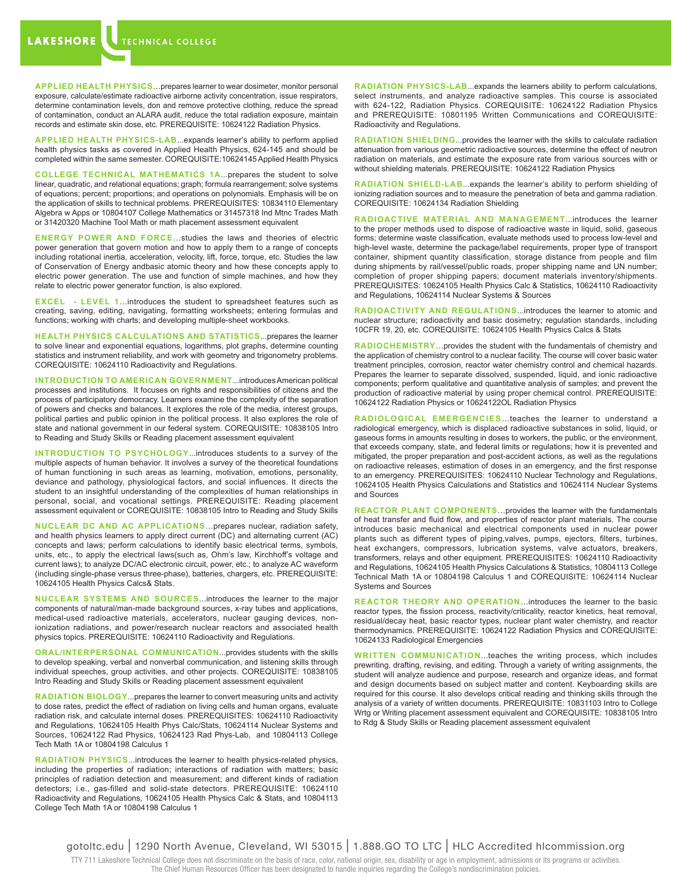**APPLIED HEALTH PHYSICS**…prepares learner to wear dosimeter, monitor personal exposure, calculate/estimate radioactive airborne activity concentration, issue respirators, determine contamination levels, don and remove protective clothing, reduce the spread of contamination, conduct an ALARA audit, reduce the total radiation exposure, maintain records and estimate skin dose, etc. PREREQUISITE: 10624122 Radiation Physics.

**APPLIED HEALTH PHYSICS-LAB**...expands learner's ability to perform applied health physics tasks as covered in Applied Health Physics, 624-145 and should be completed within the same semester. COREQUISITE:10624145 Applied Health Physics

**COLLEGE TECHNICAL MATHEMATICS 1A**...prepares the student to solve linear, quadratic, and relational equations; graph; formula rearrangement; solve systems of equations; percent; proportions; and operations on polynomials. Emphasis will be on the application of skills to technical problems. PREREQUISITES: 10834110 Elementary Algebra w Apps or 10804107 College Mathematics or 31457318 Ind Mtnc Trades Math or 31420320 Machine Tool Math or math placement assessment equivalent

**ENERGY POWER AND FORCE**…studies the laws and theories of electric power generation that govern motion and how to apply them to a range of concepts including rotational inertia, acceleration, velocity, lift, force, torque, etc. Studies the law of Conservation of Energy andbasic atomic theory and how these concepts apply to electric power generation. The use and function of simple machines, and how they relate to electric power generator function, is also explored.

**EXCEL - LEVEL 1**…introduces the student to spreadsheet features such as creating, saving, editing, navigating, formatting worksheets; entering formulas and functions; working with charts; and developing multiple-sheet workbooks.

**HEALTH PHYSICS CALCULATIONS AND STATISTICS**...prepares the learner to solve linear and exponential equations, logarithms, plot graphs, determine counting statistics and instrument reliability, and work with geometry and trigonometry problems. COREQUISITE: 10624110 Radioactivity and Regulations.

**INTRODUCTION TO AMERICAN GOVERNMENT**...introduces American political processes and institutions. It focuses on rights and responsibilities of citizens and the process of participatory democracy. Learners examine the complexity of the separation of powers and checks and balances. It explores the role of the media, interest groups, political parties and public opinion in the political process. It also explores the role of state and national government in our federal system. COREQUISITE: 10838105 Intro to Reading and Study Skills or Reading placement assessment equivalent

**INTRODUCTION TO PSYCHOLOGY**...introduces students to a survey of the multiple aspects of human behavior. It involves a survey of the theoretical foundations of human functioning in such areas as learning, motivation, emotions, personality, deviance and pathology, physiological factors, and social influences. It directs the student to an insightful understanding of the complexities of human relationships in personal, social, and vocational settings. PREREQUISITE: Reading placement assessment equivalent or COREQUISITE: 10838105 Intro to Reading and Study Skills

**NUCLEAR DC AND AC APPLICATIONS**…prepares nuclear, radiation safety, and health physics learners to apply direct current (DC) and alternating current (AC) concepts and laws; perform calculations to identify basic electrical terms, symbols, units, etc., to apply the electrical laws(such as, Ohm's law, Kirchhoff's voltage and current laws); to analyze DC/AC electronic circuit, power, etc.; to analyze AC waveform (including single-phase versus three-phase), batteries, chargers, etc. PREREQUISITE: 10624105 Health Physics Calcs& Stats.

**NUCLEAR SYSTEMS AND SOURCES**...introduces the learner to the major components of natural/man-made background sources, x-ray tubes and applications, medical-used radioactive materials, accelerators, nuclear gauging devices, non-ionization radiations, and power/research nuclear reactors and associated health physics topics. PREREQUISITE: 10624110 Radioactivity and Regulations.

**ORAL/INTERPERSONAL COMMUNICATION**...provides students with the skills to develop speaking, verbal and nonverbal communication, and listening skills through individual speeches, group activities, and other projects. COREQUISITE: 10838105 Intro Reading and Study Skills or Reading placement assessment equivalent

**RADIATION BIOLOGY**...prepares the learner to convert measuring units and activity to dose rates, predict the effect of radiation on living cells and human organs, evaluate radiation risk, and calculate internal doses. PREREQUISITES: 10624110 Radioactivity and Regulations, 10624105 Health Phys Calc/Stats, 10624114 Nuclear Systems and Sources, 10624122 Rad Physics, 10624123 Rad Phys-Lab, and 10804113 College Tech Math 1A or 10804198 Calculus 1

**RADIATION PHYSICS**...introduces the learner to health physics-related physics, including the properties of radiation; interactions of radiation with matters; basic principles of radiation detection and measurement; and different kinds of radiation detectors; i.e., gas-filled and solid-state detectors. PREREQUISITE: 10624110 Radioactivity and Regulations, 10624105 Health Physics Calc & Stats, and 10804113 College Tech Math 1A or 10804198 Calculus 1

**RADIATION PHYSICS-LAB**...expands the learners ability to perform calculations, select instruments, and analyze radioactive samples. This course is associated with 624-122, Radiation Physics. COREQUISITE: 10624122 Radiation Physics and PREREQUISITE: 10801195 Written Communications and COREQUISITE: Radioactivity and Regulations.

**RADIATION SHIELDING**...provides the learner with the skills to calculate radiation attenuation from various geometric radioactive sources, determine the effect of neutron radiation on materials, and estimate the exposure rate from various sources with or without shielding materials. PREREQUISITE: 10624122 Radiation Physics

**RADIATION SHIELD-LAB**...expands the learner's ability to perform shielding of ionizing radiation sources and to measure the penetration of beta and gamma radiation. COREQUISITE: 10624134 Radiation Shielding

**RADIOACTIVE MATERIAL AND MANAGEMENT**...introduces the learner to the proper methods used to dispose of radioactive waste in liquid, solid, gaseous forms; determine waste classification, evaluate methods used to process low-level and high-level waste, determine the package/label requirements, proper type of transport container, shipment quantity classification, storage distance from people and film during shipments by rail/vessel/public roads, proper shipping name and UN number; completion of proper shipping papers; document materials inventory/shipments. PREREQUISITES: 10624105 Health Physics Calc & Statistics, 10624110 Radioactivity and Regulations, 10624114 Nuclear Systems & Sources

**RADIOACTIVITY AND REGULATIONS**...introduces the learner to atomic and nuclear structure; radioactivity and basic dosimetry; regulation standards, including 10CFR 19, 20, etc. COREQUISITE: 10624105 Health Physics Calcs & Stats

**RADIOCHEMISTRY**…provides the student with the fundamentals of chemistry and the application of chemistry control to a nuclear facility. The course will cover basic water treatment principles, corrosion, reactor water chemistry control and chemical hazards. Prepares the learner to separate dissolved, suspended, liquid, and ionic radioactive components; perform qualitative and quantitative analysis of samples; and prevent the production of radioactive material by using proper chemical control. PREREQUISITE: 10624122 Radiation Physics or 10624122OL Radiation Physics

**RADIOLOGICAL EMERGENCIES**…teaches the learner to understand a radiological emergency, which is displaced radioactive substances in solid, liquid, or gaseous forms in amounts resulting in doses to workers, the public, or the environment, that exceeds company, state, and federal limits or regulations; how it is prevented and mitigated, the proper preparation and post-accident actions, as well as the regulations on radioactive releases, estimation of doses in an emergency, and the first response to an emergency. PREREQUISITES: 10624110 Nuclear Technology and Regulations, 10624105 Health Physics Calculations and Statistics and 10624114 Nuclear Systems and Sources

**REACTOR PLANT COMPONENTS**…provides the learner with the fundamentals of heat transfer and fluid flow, and properties of reactor plant materials. The course introduces basic mechanical and electrical components used in nuclear power plants such as different types of piping,valves, pumps, ejectors, filters, turbines, heat exchangers, compressors, lubrication systems, valve actuators, breakers, transformers, relays and other equipment. PREREQUISITES: 10624110 Radioactivity and Regulations, 10624105 Health Physics Calculations & Statistics, 10804113 College Technical Math 1A or 10804198 Calculus 1 and COREQUISITE: 10624114 Nuclear Systems and Sources

**REACTOR THEORY AND OPERATION**…introduces the learner to the basic reactor types, the fission process, reactivity/criticality, reactor kinetics, heat removal, residual/decay heat, basic reactor types, nuclear plant water chemistry, and reactor thermodynamics. PREREQUISITE: 10624122 Radiation Physics and COREQUISITE: 10624133 Radiological Emergencies

**WRITTEN COMMUNICATION**…teaches the writing process, which includes prewriting, drafting, revising, and editing. Through a variety of writing assignments, the student will analyze audience and purpose, research and organize ideas, and format and design documents based on subject matter and content. Keyboarding skills are required for this course. It also develops critical reading and thinking skills through the analysis of a variety of written documents. PREREQUISITE: 10831103 Intro to College Wrtg or Writing placement assessment equivalent and COREQUISITE: 10838105 Intro to Rdg & Study Skills or Reading placement assessment equivalent